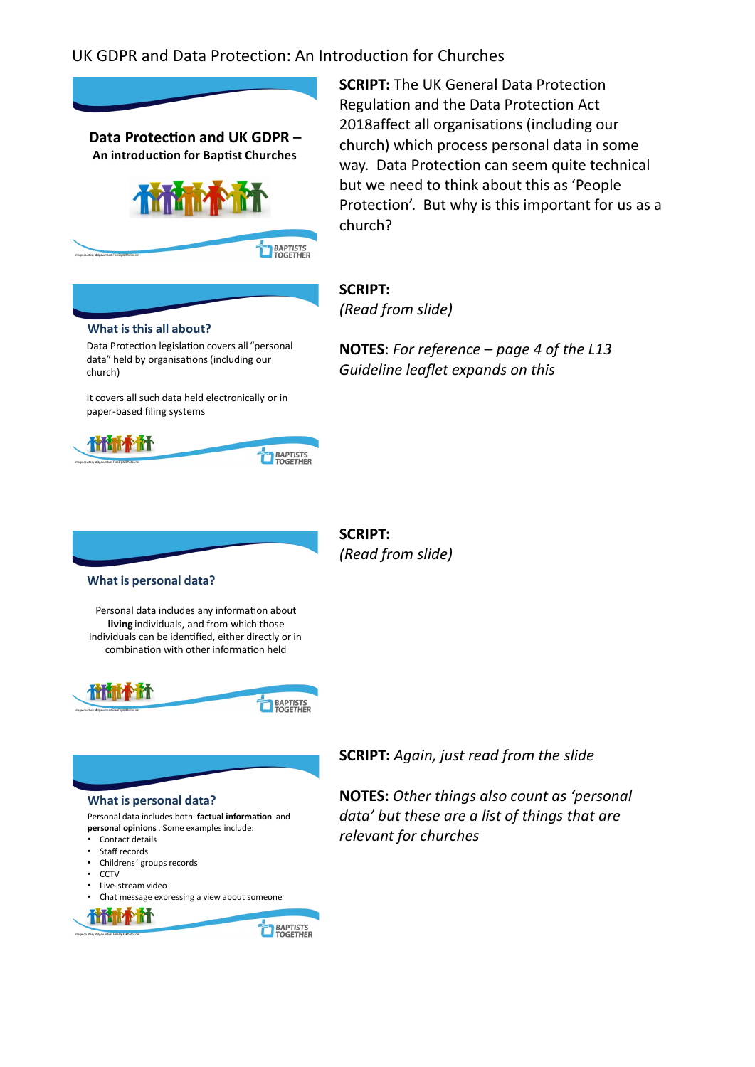# UK GDPR and Data Protection: An Introduction for Churches

**Data Protection and UK GDPR –**
**An introduction for Baptist Churches**

**SCRIPT:** The UK General Data Protection Regulation and the Data Protection Act 2018affect all organisations (including our church) which process personal data in some way. Data Protection can seem quite technical but we need to think about this as 'People Protection'. But why is this important for us as a church?

### What is this all about?

Data Protection legislation covers all "personal data" held by organisations (including our church)

It covers all such data held electronically or in paper-based filing systems

**SCRIPT:**
*(Read from slide)*

**NOTES**: *For reference – page 4 of the L13 Guideline leaflet expands on this*

### What is personal data?

Personal data includes any information about **living** individuals, and from which those individuals can be identified, either directly or in combination with other information held

**SCRIPT:**
*(Read from slide)*

### What is personal data?

Personal data includes both **factual information** and **personal opinions**. Some examples include:

- Contact details
- Staff records
- Childrens' groups records
- CCTV
- Live-stream video
- Chat message expressing a view about someone

**SCRIPT:** *Again, just read from the slide*

**NOTES:** *Other things also count as 'personal data' but these are a list of things that are relevant for churches*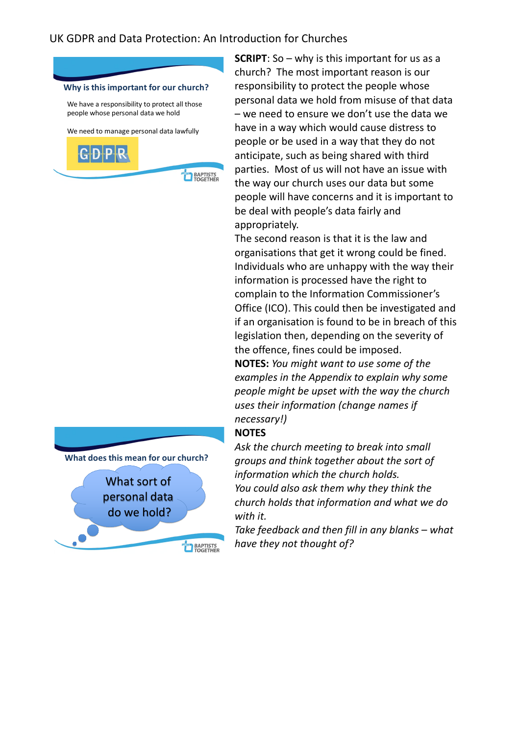UK GDPR and Data Protection: An Introduction for Churches

**Why is this important for our church?**

We have a responsibility to protect all those people whose personal data we hold

We need to manage personal data lawfully

GDPR

**SCRIPT**: So – why is this important for us as a church? The most important reason is our responsibility to protect the people whose personal data we hold from misuse of that data – we need to ensure we don't use the data we have in a way which would cause distress to people or be used in a way that they do not anticipate, such as being shared with third parties. Most of us will not have an issue with the way our church uses our data but some people will have concerns and it is important to be deal with people's data fairly and appropriately.

The second reason is that it is the law and organisations that get it wrong could be fined. Individuals who are unhappy with the way their information is processed have the right to complain to the Information Commissioner's Office (ICO). This could then be investigated and if an organisation is found to be in breach of this legislation then, depending on the severity of the offence, fines could be imposed.

**NOTES:** *You might want to use some of the examples in the Appendix to explain why some people might be upset with the way the church uses their information (change names if necessary!)*

**What does this mean for our church?**

What sort of personal data do we hold?

**NOTES**

*Ask the church meeting to break into small groups and think together about the sort of information which the church holds.*

*You could also ask them why they think the church holds that information and what we do with it.*

*Take feedback and then fill in any blanks – what have they not thought of?*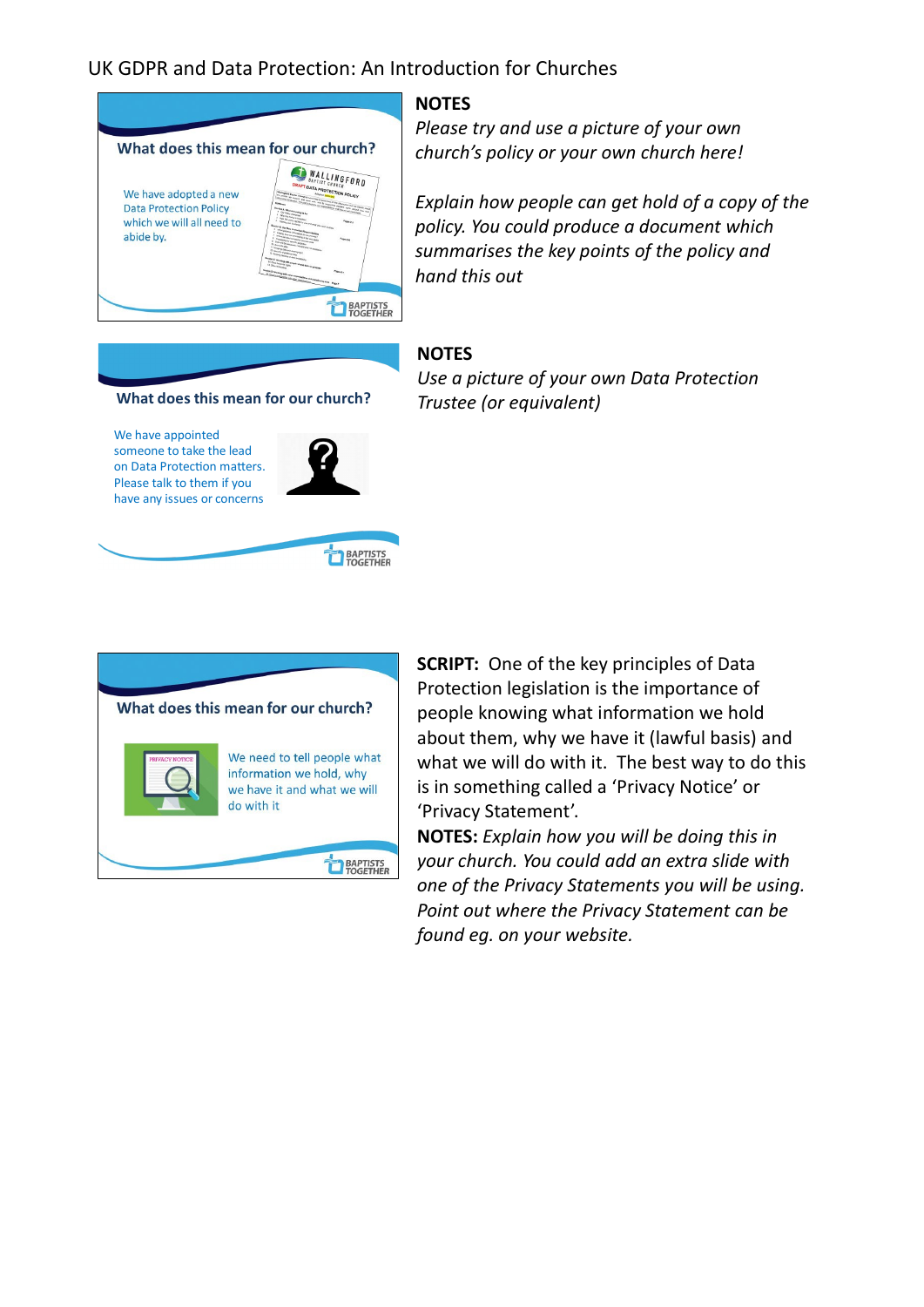UK GDPR and Data Protection: An Introduction for Churches

**What does this mean for our church?**

We have adopted a new Data Protection Policy which we will all need to abide by.

**NOTES**

*Please try and use a picture of your own church's policy or your own church here!*

*Explain how people can get hold of a copy of the policy. You could produce a document which summarises the key points of the policy and hand this out*

**What does this mean for our church?**

We have appointed someone to take the lead on Data Protection matters. Please talk to them if you have any issues or concerns

**NOTES**

*Use a picture of your own Data Protection Trustee (or equivalent)*

**What does this mean for our church?**

We need to tell people what information we hold, why we have it and what we will do with it

**SCRIPT:** One of the key principles of Data Protection legislation is the importance of people knowing what information we hold about them, why we have it (lawful basis) and what we will do with it. The best way to do this is in something called a 'Privacy Notice' or 'Privacy Statement'.

**NOTES:** *Explain how you will be doing this in your church. You could add an extra slide with one of the Privacy Statements you will be using. Point out where the Privacy Statement can be found eg. on your website.*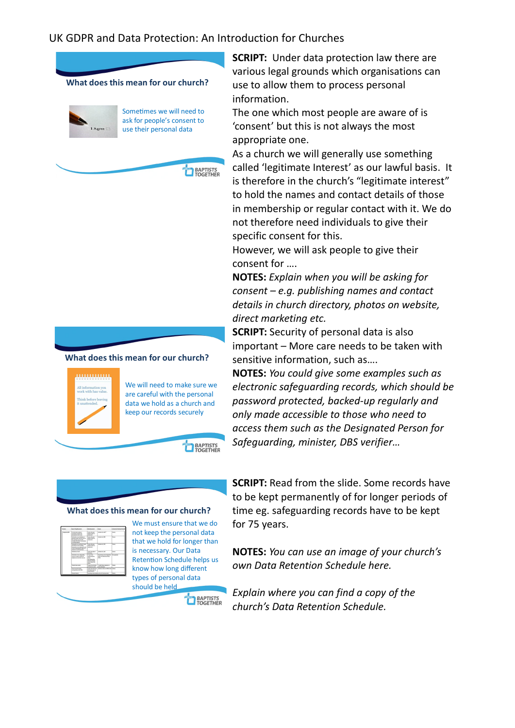UK GDPR and Data Protection: An Introduction for Churches

**What does this mean for our church?**

Sometimes we will need to ask for people's consent to use their personal data

**SCRIPT:** Under data protection law there are various legal grounds which organisations can use to allow them to process personal information.

The one which most people are aware of is 'consent' but this is not always the most appropriate one.

As a church we will generally use something called 'legitimate Interest' as our lawful basis. It is therefore in the church's "legitimate interest" to hold the names and contact details of those in membership or regular contact with it. We do not therefore need individuals to give their specific consent for this.

However, we will ask people to give their consent for ….

**NOTES:** *Explain when you will be asking for consent – e.g. publishing names and contact details in church directory, photos on website, direct marketing etc.*

**What does this mean for our church?**

We will need to make sure we are careful with the personal data we hold as a church and keep our records securely

**SCRIPT:** Security of personal data is also important – More care needs to be taken with sensitive information, such as….

**NOTES:** *You could give some examples such as electronic safeguarding records, which should be password protected, backed-up regularly and only made accessible to those who need to access them such as the Designated Person for Safeguarding, minister, DBS verifier…*

**What does this mean for our church?**

We must ensure that we do not keep the personal data that we hold for longer than is necessary. Our Data Retention Schedule helps us know how long different types of personal data should be held

**SCRIPT:** Read from the slide. Some records have to be kept permanently of for longer periods of time eg. safeguarding records have to be kept for 75 years.

**NOTES:** *You can use an image of your church's own Data Retention Schedule here.*

*Explain where you can find a copy of the church's Data Retention Schedule.*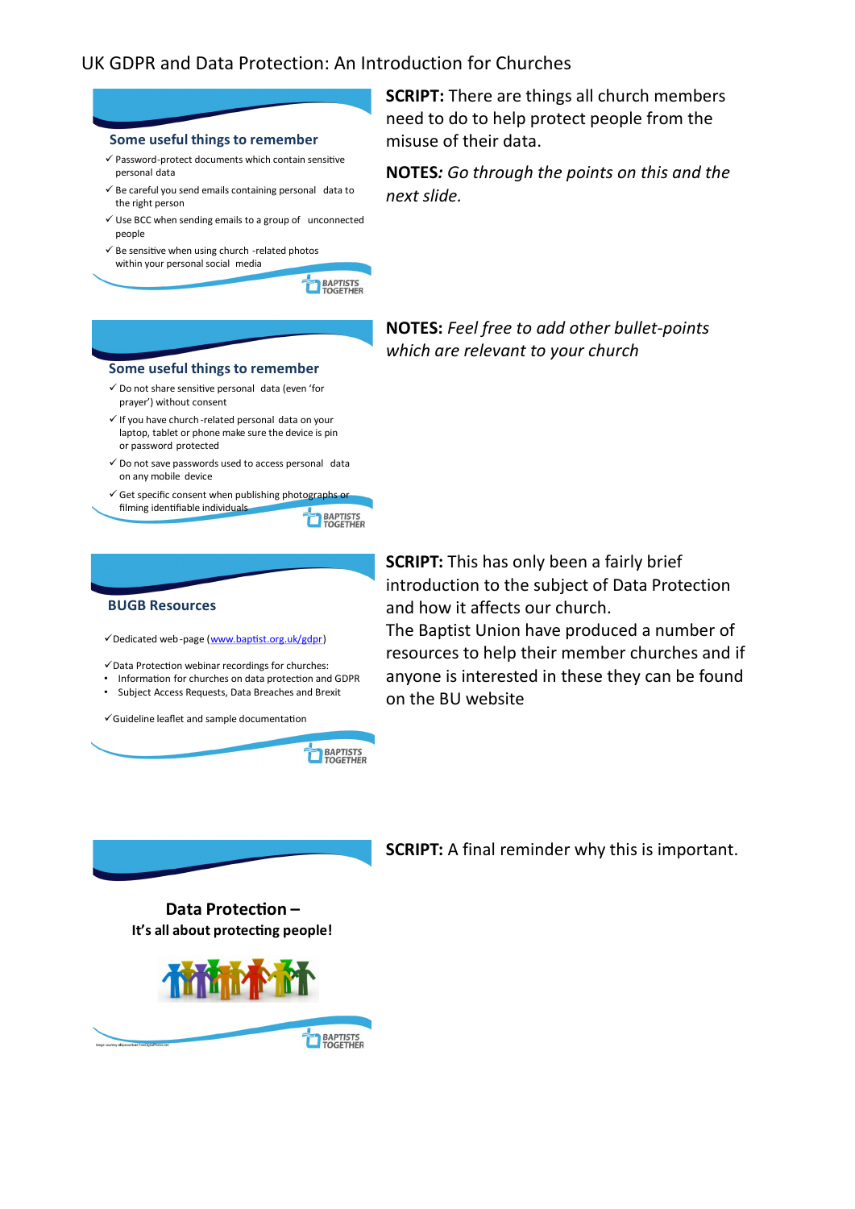UK GDPR and Data Protection: An Introduction for Churches

### Some useful things to remember

- ✓ Password-protect documents which contain sensitive personal data
- ✓ Be careful you send emails containing personal data to the right person
- ✓ Use BCC when sending emails to a group of unconnected people
- ✓ Be sensitive when using church-related photos within your personal social media

BAPTISTS TOGETHER

**SCRIPT:** There are things all church members need to do to help protect people from the misuse of their data.

**NOTES***: Go through the points on this and the next slide.*

### Some useful things to remember

- ✓ Do not share sensitive personal data (even 'for prayer') without consent
- ✓ If you have church-related personal data on your laptop, tablet or phone make sure the device is pin or password protected
- ✓ Do not save passwords used to access personal data on any mobile device
- ✓ Get specific consent when publishing photographs or filming identifiable individuals

BAPTISTS TOGETHER

**NOTES:** *Feel free to add other bullet-points which are relevant to your church*

### BUGB Resources

- ✓Dedicated web-page (www.baptist.org.uk/gdpr)
- ✓Data Protection webinar recordings for churches:
  - Information for churches on data protection and GDPR
  - Subject Access Requests, Data Breaches and Brexit
- ✓Guideline leaflet and sample documentation

BAPTISTS TOGETHER

**SCRIPT:** This has only been a fairly brief introduction to the subject of Data Protection and how it affects our church.
The Baptist Union have produced a number of resources to help their member churches and if anyone is interested in these they can be found on the BU website

**Data Protection –**
**It's all about protecting people!**

BAPTISTS TOGETHER

**SCRIPT:** A final reminder why this is important.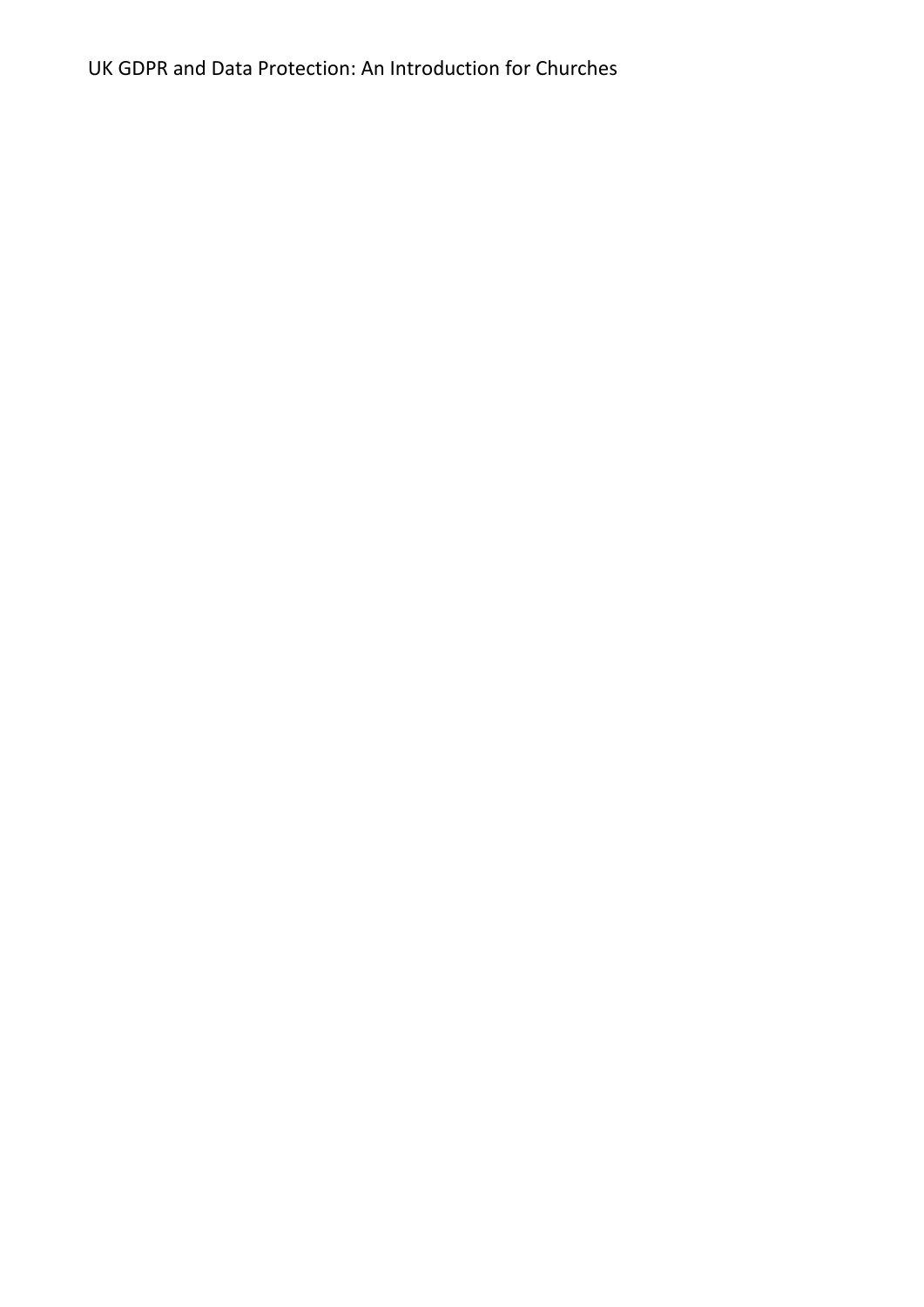UK GDPR and Data Protection: An Introduction for Churches